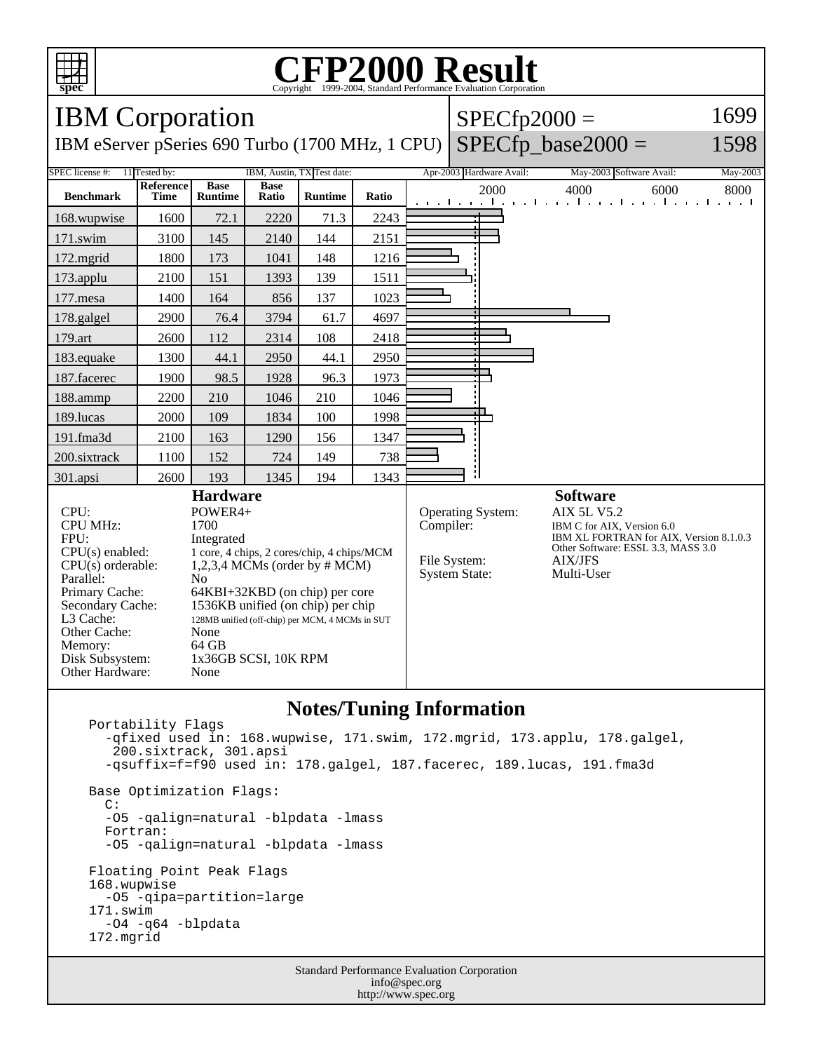# CFP2000 Result

Copyright 1999-2004, Standard Performance Evaluation Corporation

## IBM Corporation

IBM eServer pSeries 690 Turbo (1700 MHz, 1 CPU)

SPECfp2000 = 1699

SPECfp_base2000 = 1598

| SPEC license #: | 11 | Tested by: | IBM, Austin, TX | Test date: | Apr-2003 | Hardware Avail: | May-2003 | Software Avail: | May-2003 |
|---|---|---|---|---|---|---|---|---|---|

| Benchmark | Reference Time | Base Runtime | Base Ratio | Runtime | Ratio |
|---|---|---|---|---|---|
| 168.wupwise | 1600 | 72.1 | 2220 | 71.3 | 2243 |
| 171.swim | 3100 | 145 | 2140 | 144 | 2151 |
| 172.mgrid | 1800 | 173 | 1041 | 148 | 1216 |
| 173.applu | 2100 | 151 | 1393 | 139 | 1511 |
| 177.mesa | 1400 | 164 | 856 | 137 | 1023 |
| 178.galgel | 2900 | 76.4 | 3794 | 61.7 | 4697 |
| 179.art | 2600 | 112 | 2314 | 108 | 2418 |
| 183.equake | 1300 | 44.1 | 2950 | 44.1 | 2950 |
| 187.facerec | 1900 | 98.5 | 1928 | 96.3 | 1973 |
| 188.ammp | 2200 | 210 | 1046 | 210 | 1046 |
| 189.lucas | 2000 | 109 | 1834 | 100 | 1998 |
| 191.fma3d | 2100 | 163 | 1290 | 156 | 1347 |
| 200.sixtrack | 1100 | 152 | 724 | 149 | 738 |
| 301.apsi | 2600 | 193 | 1345 | 194 | 1343 |

### Hardware

| | |
|---|---|
| CPU: | POWER4+ |
| CPU MHz: | 1700 |
| FPU: | Integrated |
| CPU(s) enabled: | 1 core, 4 chips, 2 cores/chip, 4 chips/MCM |
| CPU(s) orderable: | 1,2,3,4 MCMs (order by # MCM) |
| Parallel: | No |
| Primary Cache: | 64KBI+32KBD (on chip) per core |
| Secondary Cache: | 1536KB unified (on chip) per chip |
| L3 Cache: | 128MB unified (off-chip) per MCM, 4 MCMs in SUT |
| Other Cache: | None |
| Memory: | 64 GB |
| Disk Subsystem: | 1x36GB SCSI, 10K RPM |
| Other Hardware: | None |

### Software

| | |
|---|---|
| Operating System: | AIX 5L V5.2 |
| Compiler: | IBM C for AIX, Version 6.0<br>IBM XL FORTRAN for AIX, Version 8.1.0.3<br>Other Software: ESSL 3.3, MASS 3.0 |
| File System: | AIX/JFS |
| System State: | Multi-User |

## Notes/Tuning Information

```
Portability Flags
  -qfixed used in: 168.wupwise, 171.swim, 172.mgrid, 173.applu, 178.galgel,
   200.sixtrack, 301.apsi
  -qsuffix=f=f90 used in: 178.galgel, 187.facerec, 189.lucas, 191.fma3d

Base Optimization Flags:
  C:
  -O5 -qalign=natural -blpdata -lmass
  Fortran:
  -O5 -qalign=natural -blpdata -lmass

Floating Point Peak Flags
168.wupwise
  -O5 -qipa=partition=large
171.swim
  -O4 -q64 -blpdata
172.mgrid
```

Standard Performance Evaluation Corporation
info@spec.org
http://www.spec.org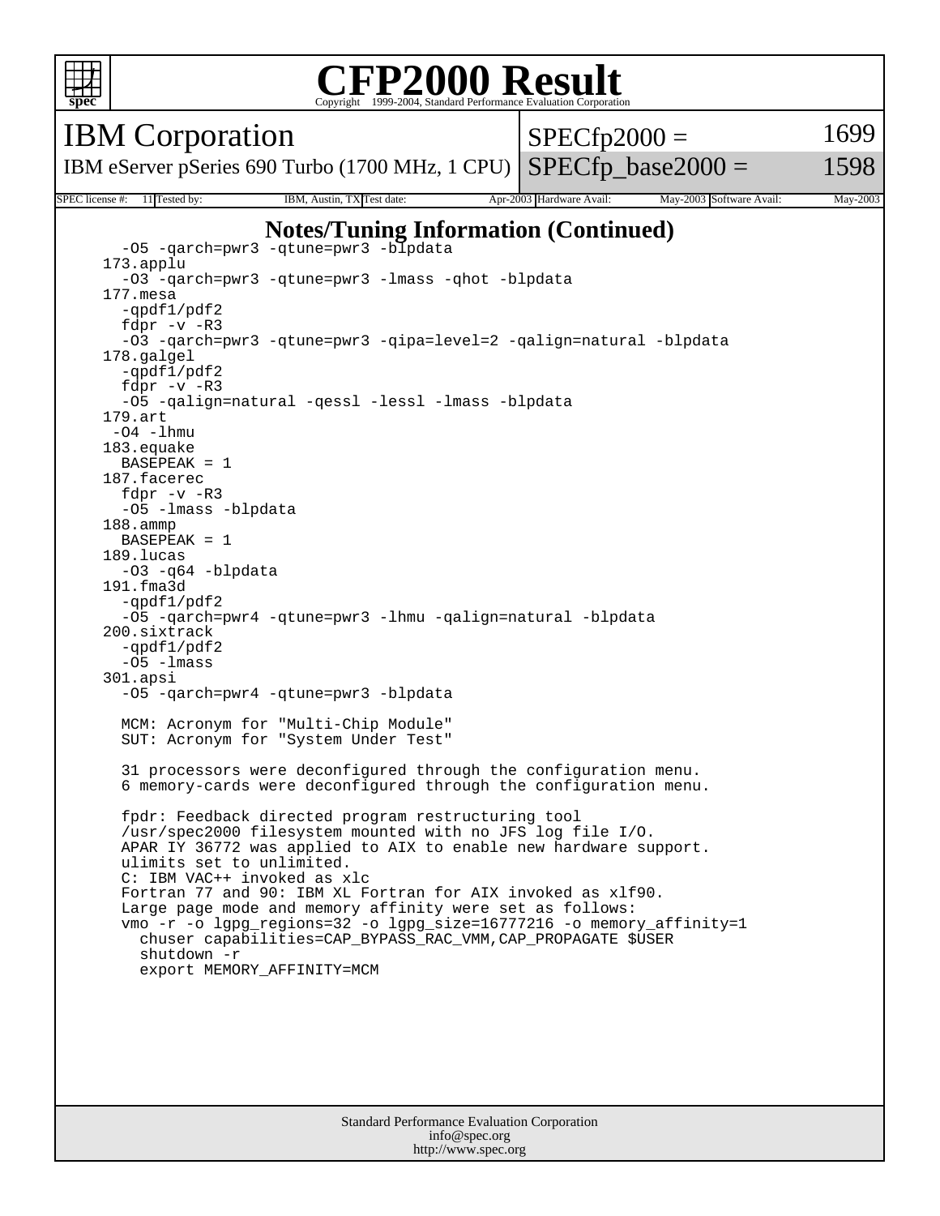# CFP2000 Result

Copyright 1999-2004, Standard Performance Evaluation Corporation

## IBM Corporation

IBM eServer pSeries 690 Turbo (1700 MHz, 1 CPU)

SPECfp2000 = 1699

SPECfp_base2000 = 1598

| SPEC license #: | 11 | Tested by: | IBM, Austin, TX | Test date: | Apr-2003 | Hardware Avail: | May-2003 | Software Avail: | May-2003 |
|---|---|---|---|---|---|---|---|---|---|

### Notes/Tuning Information (Continued)

```
      -O5 -qarch=pwr3 -qtune=pwr3 -blpdata
    173.applu
      -O3 -qarch=pwr3 -qtune=pwr3 -lmass -qhot -blpdata
    177.mesa
      -qpdf1/pdf2
      fdpr -v -R3
      -O3 -qarch=pwr3 -qtune=pwr3 -qipa=level=2 -qalign=natural -blpdata
    178.galgel
      -qpdf1/pdf2
      fdpr -v -R3
      -O5 -qalign=natural -qessl -lessl -lmass -blpdata
    179.art
     -O4 -lhmu
    183.equake
      BASEPEAK = 1
    187.facerec
      fdpr -v -R3
      -O5 -lmass -blpdata
    188.ammp
      BASEPEAK = 1
    189.lucas
      -O3 -q64 -blpdata
    191.fma3d
      -qpdf1/pdf2
      -O5 -qarch=pwr4 -qtune=pwr3 -lhmu -qalign=natural -blpdata
    200.sixtrack
      -qpdf1/pdf2
      -O5 -lmass
    301.apsi
      -O5 -qarch=pwr4 -qtune=pwr3 -blpdata

      MCM: Acronym for "Multi-Chip Module"
      SUT: Acronym for "System Under Test"

      31 processors were deconfigured through the configuration menu.
      6 memory-cards were deconfigured through the configuration menu.

      fpdr: Feedback directed program restructuring tool
      /usr/spec2000 filesystem mounted with no JFS log file I/O.
      APAR IY 36772 was applied to AIX to enable new hardware support.
      ulimits set to unlimited.
      C: IBM VAC++ invoked as xlc
      Fortran 77 and 90: IBM XL Fortran for AIX invoked as xlf90.
      Large page mode and memory affinity were set as follows:
      vmo -r -o lgpg_regions=32 -o lgpg_size=16777216 -o memory_affinity=1
        chuser capabilities=CAP_BYPASS_RAC_VMM,CAP_PROPAGATE $USER
        shutdown -r
        export MEMORY_AFFINITY=MCM
```

Standard Performance Evaluation Corporation
info@spec.org
http://www.spec.org